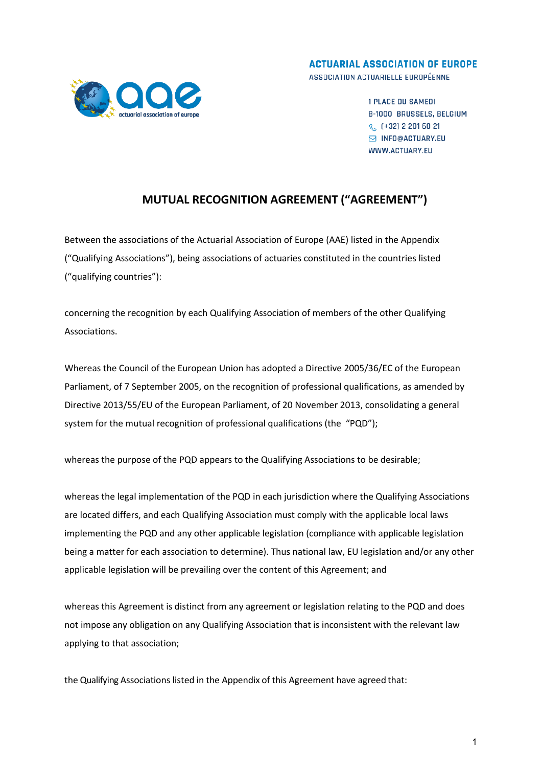**ACTUARIAL ASSOCIATION OF EUROPE**
ASSOCIATION ACTUARIELLE EUROPÉENNE

1 PLACE DU SAMEDI
B-1000 BRUSSELS, BELGIUM
(+32) 2 201 60 21
INFO@ACTUARY.EU
WWW.ACTUARY.EU

# MUTUAL RECOGNITION AGREEMENT ("AGREEMENT")

Between the associations of the Actuarial Association of Europe (AAE) listed in the Appendix ("Qualifying Associations"), being associations of actuaries constituted in the countries listed ("qualifying countries"):

concerning the recognition by each Qualifying Association of members of the other Qualifying Associations.

Whereas the Council of the European Union has adopted a Directive 2005/36/EC of the European Parliament, of 7 September 2005, on the recognition of professional qualifications, as amended by Directive 2013/55/EU of the European Parliament, of 20 November 2013, consolidating a general system for the mutual recognition of professional qualifications (the "PQD");

whereas the purpose of the PQD appears to the Qualifying Associations to be desirable;

whereas the legal implementation of the PQD in each jurisdiction where the Qualifying Associations are located differs, and each Qualifying Association must comply with the applicable local laws implementing the PQD and any other applicable legislation (compliance with applicable legislation being a matter for each association to determine). Thus national law, EU legislation and/or any other applicable legislation will be prevailing over the content of this Agreement; and

whereas this Agreement is distinct from any agreement or legislation relating to the PQD and does not impose any obligation on any Qualifying Association that is inconsistent with the relevant law applying to that association;

the Qualifying Associations listed in the Appendix of this Agreement have agreed that: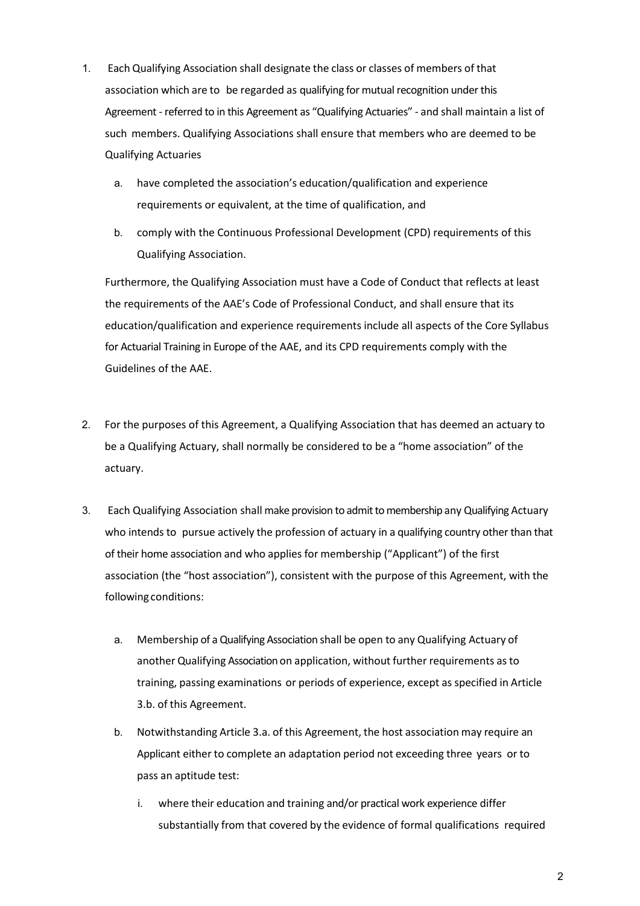1. Each Qualifying Association shall designate the class or classes of members of that association which are to be regarded as qualifying for mutual recognition under this Agreement - referred to in this Agreement as "Qualifying Actuaries" - and shall maintain a list of such members. Qualifying Associations shall ensure that members who are deemed to be Qualifying Actuaries

   a. have completed the association's education/qualification and experience requirements or equivalent, at the time of qualification, and

   b. comply with the Continuous Professional Development (CPD) requirements of this Qualifying Association.

   Furthermore, the Qualifying Association must have a Code of Conduct that reflects at least the requirements of the AAE's Code of Professional Conduct, and shall ensure that its education/qualification and experience requirements include all aspects of the Core Syllabus for Actuarial Training in Europe of the AAE, and its CPD requirements comply with the Guidelines of the AAE.

2. For the purposes of this Agreement, a Qualifying Association that has deemed an actuary to be a Qualifying Actuary, shall normally be considered to be a "home association" of the actuary.

3. Each Qualifying Association shall make provision to admit to membership any Qualifying Actuary who intends to pursue actively the profession of actuary in a qualifying country other than that of their home association and who applies for membership ("Applicant") of the first association (the "host association"), consistent with the purpose of this Agreement, with the following conditions:

   a. Membership of a Qualifying Association shall be open to any Qualifying Actuary of another Qualifying Association on application, without further requirements as to training, passing examinations or periods of experience, except as specified in Article 3.b. of this Agreement.

   b. Notwithstanding Article 3.a. of this Agreement, the host association may require an Applicant either to complete an adaptation period not exceeding three years or to pass an aptitude test:

      i. where their education and training and/or practical work experience differ substantially from that covered by the evidence of formal qualifications required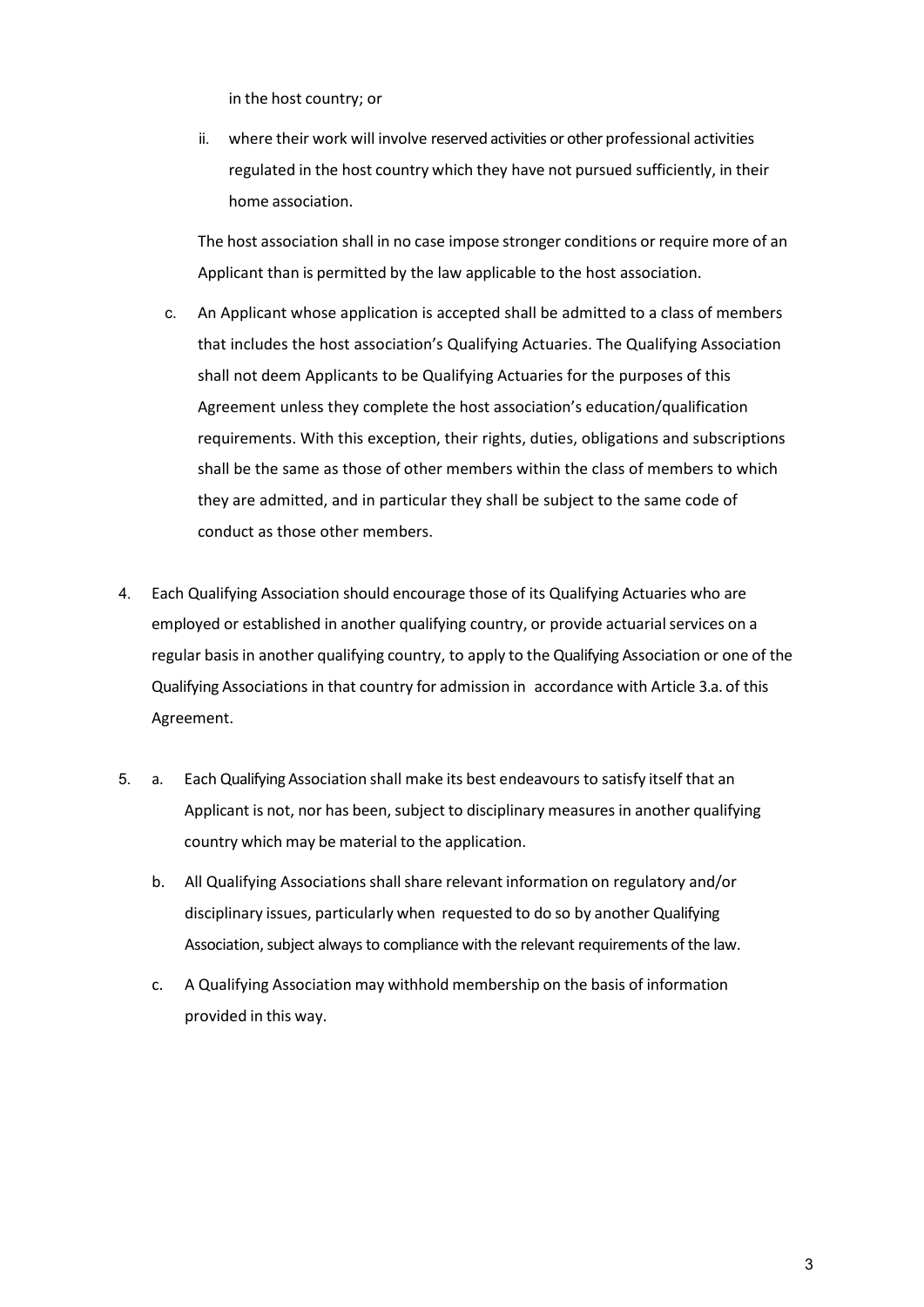in the host country; or

   ii. where their work will involve reserved activities or other professional activities regulated in the host country which they have not pursued sufficiently, in their home association.

   The host association shall in no case impose stronger conditions or require more of an Applicant than is permitted by the law applicable to the host association.

   c. An Applicant whose application is accepted shall be admitted to a class of members that includes the host association's Qualifying Actuaries. The Qualifying Association shall not deem Applicants to be Qualifying Actuaries for the purposes of this Agreement unless they complete the host association's education/qualification requirements. With this exception, their rights, duties, obligations and subscriptions shall be the same as those of other members within the class of members to which they are admitted, and in particular they shall be subject to the same code of conduct as those other members.

4. Each Qualifying Association should encourage those of its Qualifying Actuaries who are employed or established in another qualifying country, or provide actuarial services on a regular basis in another qualifying country, to apply to the Qualifying Association or one of the Qualifying Associations in that country for admission in accordance with Article 3.a. of this Agreement.

5. a. Each Qualifying Association shall make its best endeavours to satisfy itself that an Applicant is not, nor has been, subject to disciplinary measures in another qualifying country which may be material to the application.

   b. All Qualifying Associations shall share relevant information on regulatory and/or disciplinary issues, particularly when requested to do so by another Qualifying Association, subject always to compliance with the relevant requirements of the law.

   c. A Qualifying Association may withhold membership on the basis of information provided in this way.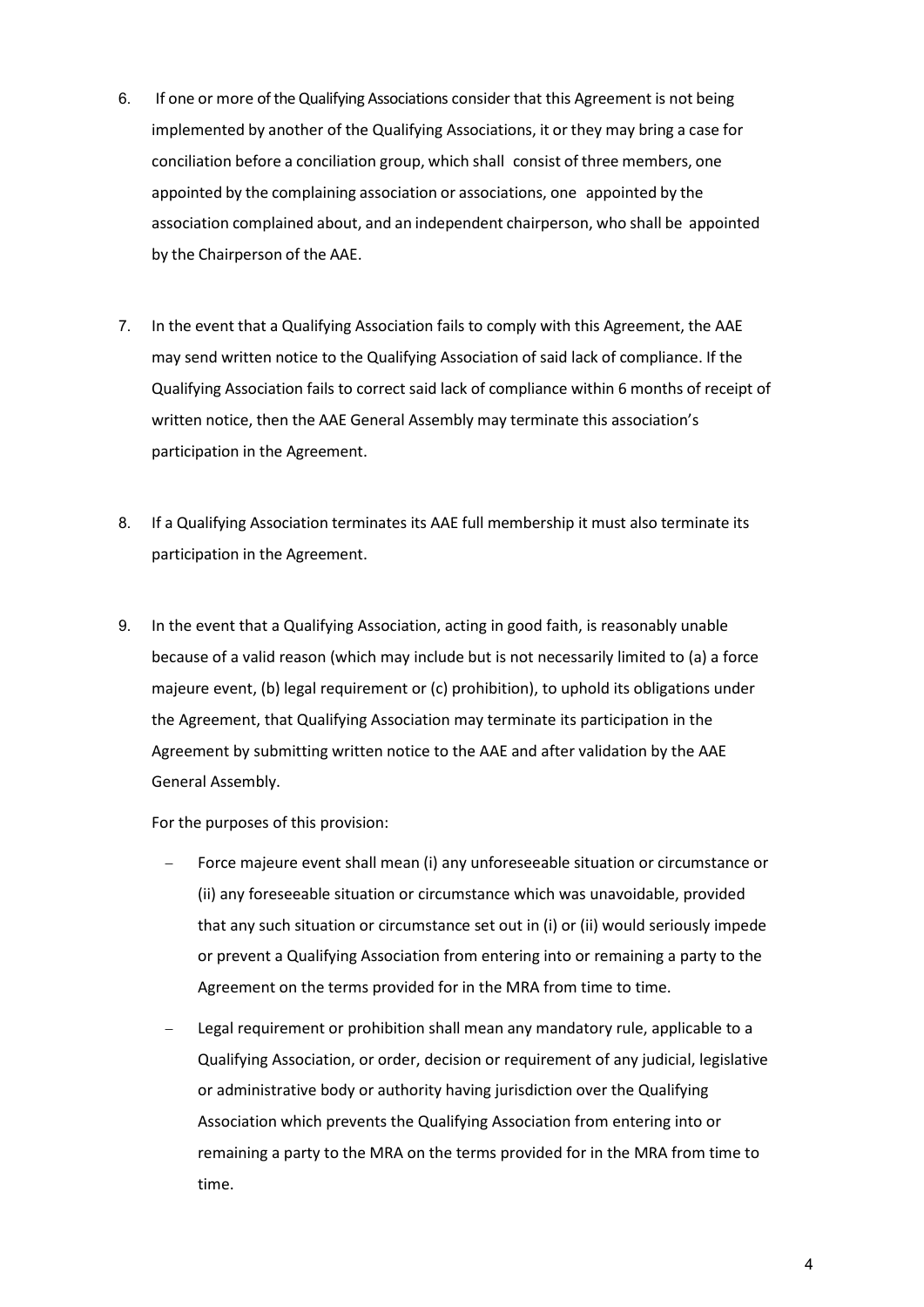6. If one or more of the Qualifying Associations consider that this Agreement is not being implemented by another of the Qualifying Associations, it or they may bring a case for conciliation before a conciliation group, which shall consist of three members, one appointed by the complaining association or associations, one appointed by the association complained about, and an independent chairperson, who shall be appointed by the Chairperson of the AAE.

7. In the event that a Qualifying Association fails to comply with this Agreement, the AAE may send written notice to the Qualifying Association of said lack of compliance. If the Qualifying Association fails to correct said lack of compliance within 6 months of receipt of written notice, then the AAE General Assembly may terminate this association's participation in the Agreement.

8. If a Qualifying Association terminates its AAE full membership it must also terminate its participation in the Agreement.

9. In the event that a Qualifying Association, acting in good faith, is reasonably unable because of a valid reason (which may include but is not necessarily limited to (a) a force majeure event, (b) legal requirement or (c) prohibition), to uphold its obligations under the Agreement, that Qualifying Association may terminate its participation in the Agreement by submitting written notice to the AAE and after validation by the AAE General Assembly.

   For the purposes of this provision:

   - Force majeure event shall mean (i) any unforeseeable situation or circumstance or (ii) any foreseeable situation or circumstance which was unavoidable, provided that any such situation or circumstance set out in (i) or (ii) would seriously impede or prevent a Qualifying Association from entering into or remaining a party to the Agreement on the terms provided for in the MRA from time to time.
   - Legal requirement or prohibition shall mean any mandatory rule, applicable to a Qualifying Association, or order, decision or requirement of any judicial, legislative or administrative body or authority having jurisdiction over the Qualifying Association which prevents the Qualifying Association from entering into or remaining a party to the MRA on the terms provided for in the MRA from time to time.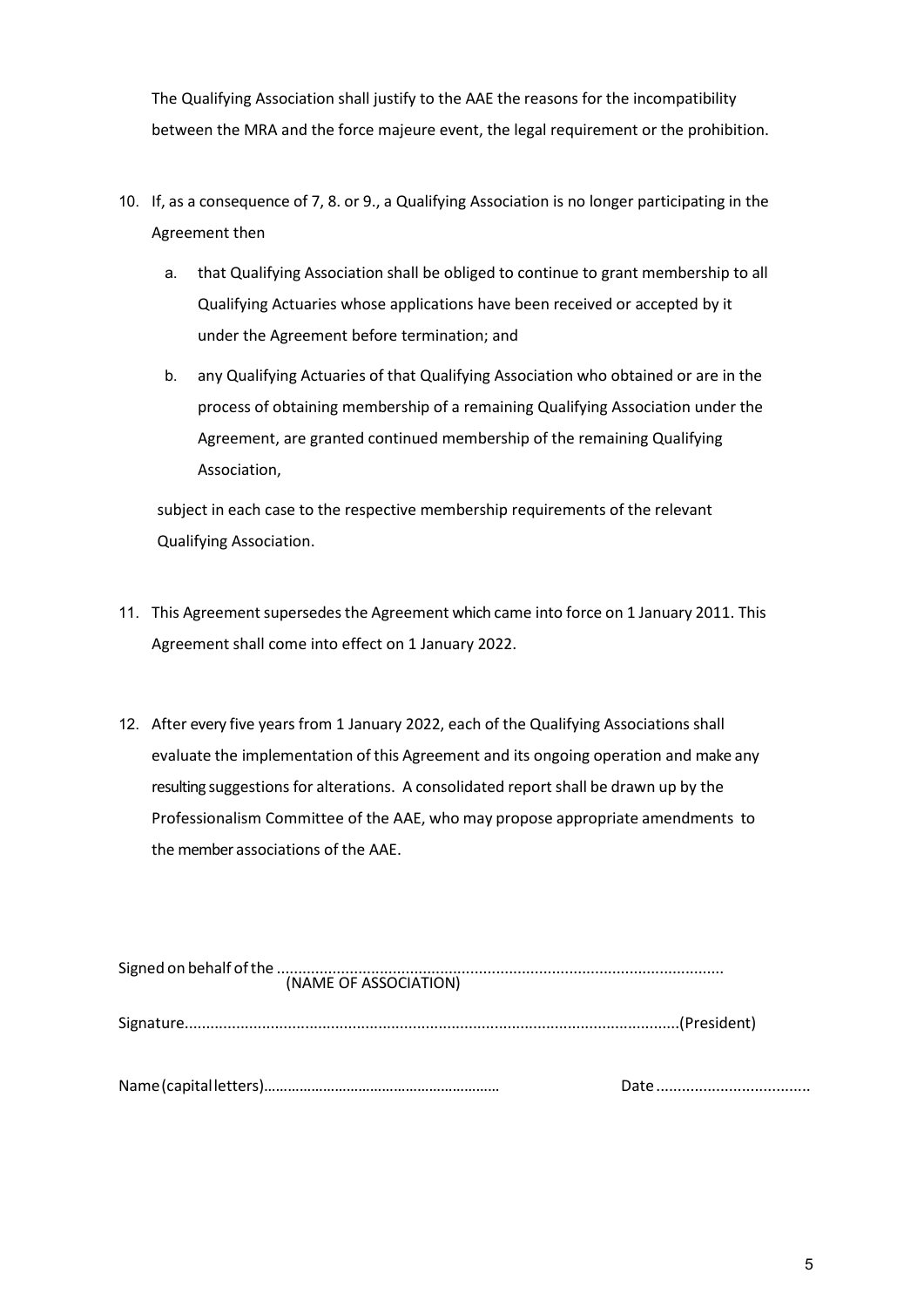The Qualifying Association shall justify to the AAE the reasons for the incompatibility between the MRA and the force majeure event, the legal requirement or the prohibition.

10. If, as a consequence of 7, 8. or 9., a Qualifying Association is no longer participating in the Agreement then

    a. that Qualifying Association shall be obliged to continue to grant membership to all Qualifying Actuaries whose applications have been received or accepted by it under the Agreement before termination; and

    b. any Qualifying Actuaries of that Qualifying Association who obtained or are in the process of obtaining membership of a remaining Qualifying Association under the Agreement, are granted continued membership of the remaining Qualifying Association,

    subject in each case to the respective membership requirements of the relevant Qualifying Association.

11. This Agreement supersedes the Agreement which came into force on 1 January 2011. This Agreement shall come into effect on 1 January 2022.

12. After every five years from 1 January 2022, each of the Qualifying Associations shall evaluate the implementation of this Agreement and its ongoing operation and make any resulting suggestions for alterations. A consolidated report shall be drawn up by the Professionalism Committee of the AAE, who may propose appropriate amendments to the member associations of the AAE.

Signed on behalf of the ........................................................................................................
(NAME OF ASSOCIATION)

Signature..................................................................................................................(President)

Name (capital letters)........................................................... Date ....................................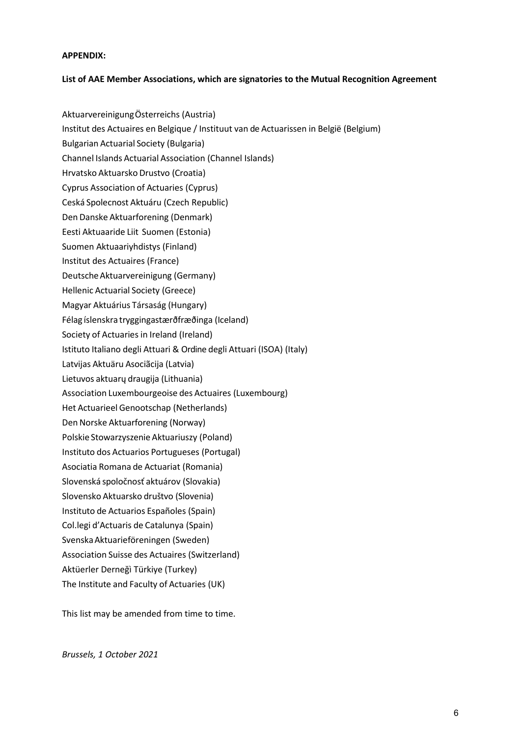**APPENDIX:**

**List of AAE Member Associations, which are signatories to the Mutual Recognition Agreement**

Aktuarvereinigung Österreichs (Austria)
Institut des Actuaires en Belgique / Instituut van de Actuarissen in België (Belgium)
Bulgarian Actuarial Society (Bulgaria)
Channel Islands Actuarial Association (Channel Islands)
Hrvatsko Aktuarsko Drustvo (Croatia)
Cyprus Association of Actuaries (Cyprus)
Ceská Spolecnost Aktuáru (Czech Republic)
Den Danske Aktuarforening (Denmark)
Eesti Aktuaaride Liit Suomen (Estonia)
Suomen Aktuaariyhdistys (Finland)
Institut des Actuaires (France)
Deutsche Aktuarvereinigung (Germany)
Hellenic Actuarial Society (Greece)
Magyar Aktuárius Társaság (Hungary)
Félag íslenskra tryggingastærðfræðinga (Iceland)
Society of Actuaries in Ireland (Ireland)
Istituto Italiano degli Attuari & Ordine degli Attuari (ISOA) (Italy)
Latvijas Aktuäru Asociãcija (Latvia)
Lietuvos aktuarų draugija (Lithuania)
Association Luxembourgeoise des Actuaires (Luxembourg)
Het Actuarieel Genootschap (Netherlands)
Den Norske Aktuarforening (Norway)
Polskie Stowarzyszenie Aktuariuszy (Poland)
Instituto dos Actuarios Portugueses (Portugal)
Asociatia Romana de Actuariat (Romania)
Slovenská spoločnosť aktuárov (Slovakia)
Slovensko Aktuarsko društvo (Slovenia)
Instituto de Actuarios Españoles (Spain)
Col.legi d'Actuaris de Catalunya (Spain)
Svenska Aktuarieföreningen (Sweden)
Association Suisse des Actuaires (Switzerland)
Aktüerler Derneğì Türkiye (Turkey)
The Institute and Faculty of Actuaries (UK)

This list may be amended from time to time.

*Brussels, 1 October 2021*